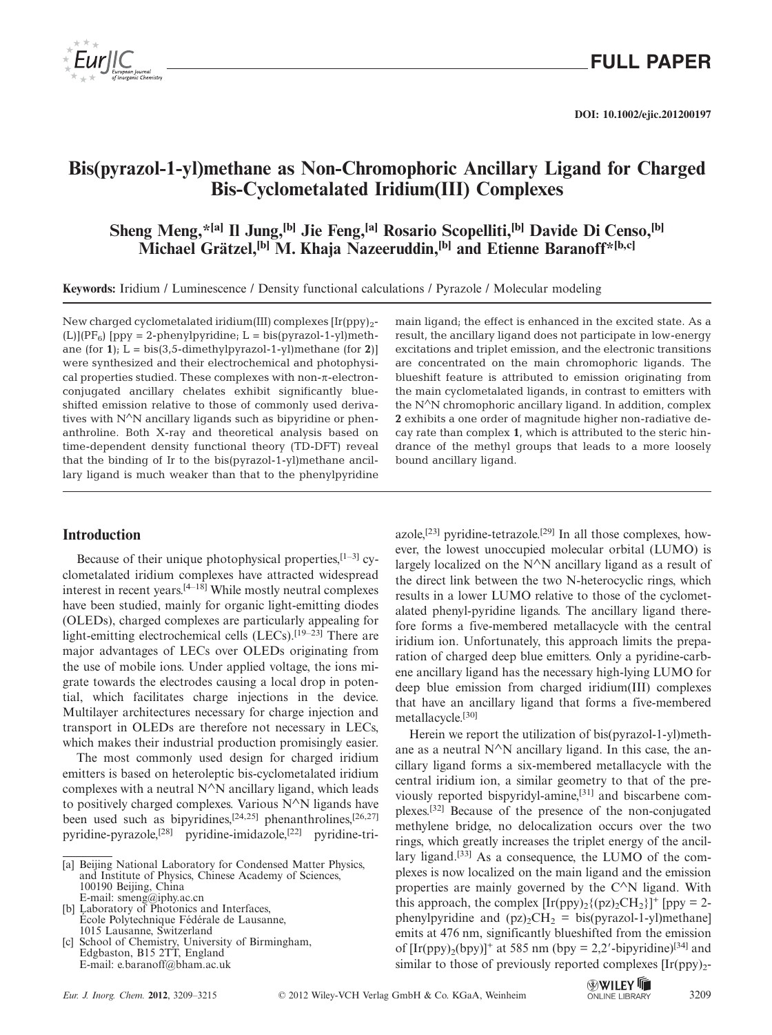DOI: 10.1002/ejic.201200197

# Bis(pyrazol-1-yl)methane as Non-Chromophoric Ancillary Ligand for Charged Bis-Cyclometalated Iridium(III) Complexes

**Sheng Meng,\*[a] Il Jung,[b] Jie Feng,[a] Rosario Scopelliti,[b] Davide Di Censo,[b] Michael Grätzel,[b] M. Khaja Nazeeruddin,[b] and Etienne Baranoff\*[b,c]**

**Keywords:** Iridium / Luminescence / Density functional calculations / Pyrazole / Molecular modeling

New charged cyclometalated iridium(III) complexes $[Ir(ppy)_2(L)](PF_6)$ [ppy = 2-phenylpyridine; L = bis(pyrazol-1-yl)methane (for **1**); L = bis(3,5-dimethylpyrazol-1-yl)methane (for **2**)] were synthesized and their electrochemical and photophysical properties studied. These complexes with non-π-electron-conjugated ancillary chelates exhibit significantly blueshifted emission relative to those of commonly used derivatives with N^N ancillary ligands such as bipyridine or phenanthroline. Both X-ray and theoretical analysis based on time-dependent density functional theory (TD-DFT) reveal that the binding of Ir to the bis(pyrazol-1-yl)methane ancillary ligand is much weaker than that to the phenylpyridine main ligand; the effect is enhanced in the excited state. As a result, the ancillary ligand does not participate in low-energy excitations and triplet emission, and the electronic transitions are concentrated on the main chromophoric ligands. The blueshift feature is attributed to emission originating from the main cyclometalated ligands, in contrast to emitters with the N^N chromophoric ancillary ligand. In addition, complex **2** exhibits a one order of magnitude higher non-radiative decay rate than complex **1**, which is attributed to the steric hindrance of the methyl groups that leads to a more loosely bound ancillary ligand.

## Introduction

Because of their unique photophysical properties,[1–3] cyclometalated iridium complexes have attracted widespread interest in recent years.[4–18] While mostly neutral complexes have been studied, mainly for organic light-emitting diodes (OLEDs), charged complexes are particularly appealing for light-emitting electrochemical cells (LECs).[19–23] There are major advantages of LECs over OLEDs originating from the use of mobile ions. Under applied voltage, the ions migrate towards the electrodes causing a local drop in potential, which facilitates charge injections in the device. Multilayer architectures necessary for charge injection and transport in OLEDs are therefore not necessary in LECs, which makes their industrial production promisingly easier.

The most commonly used design for charged iridium emitters is based on heteroleptic bis-cyclometalated iridium complexes with a neutral N^N ancillary ligand, which leads to positively charged complexes. Various N^N ligands have been used such as bipyridines,[24,25] phenanthrolines,[26,27] pyridine-pyrazole,[28] pyridine-imidazole,[22] pyridine-triazole,[23] pyridine-tetrazole.[29] In all those complexes, however, the lowest unoccupied molecular orbital (LUMO) is largely localized on the N^N ancillary ligand as a result of the direct link between the two N-heterocyclic rings, which results in a lower LUMO relative to those of the cyclometalated phenyl-pyridine ligands. The ancillary ligand therefore forms a five-membered metallacycle with the central iridium ion. Unfortunately, this approach limits the preparation of charged deep blue emitters. Only a pyridine-carbene ancillary ligand has the necessary high-lying LUMO for deep blue emission from charged iridium(III) complexes that have an ancillary ligand that forms a five-membered metallacycle.[30]

Herein we report the utilization of bis(pyrazol-1-yl)methane as a neutral N^N ancillary ligand. In this case, the ancillary ligand forms a six-membered metallacycle with the central iridium ion, a similar geometry to that of the previously reported bispyridyl-amine,[31] and biscarbene complexes.[32] Because of the presence of the non-conjugated methylene bridge, no delocalization occurs over the two rings, which greatly increases the triplet energy of the ancillary ligand.[33] As a consequence, the LUMO of the complexes is now localized on the main ligand and the emission properties are mainly governed by the C^N ligand. With this approach, the complex $[Ir(ppy)_2\{(pz)_2CH_2\}]^+$ [ppy = 2-phenylpyridine and $(pz)_2CH_2$ = bis(pyrazol-1-yl)methane] emits at 476 nm, significantly blueshifted from the emission of $[Ir(ppy)_2(bpy)]^+$ at 585 nm (bpy = 2,2′-bipyridine)[34] and similar to those of previously reported complexes $[Ir(ppy)_2$-

---

[a] Beijing National Laboratory for Condensed Matter Physics, and Institute of Physics, Chinese Academy of Sciences, 100190 Beijing, China
E-mail: smeng@iphy.ac.cn

[b] Laboratory of Photonics and Interfaces, École Polytechnique Fédérale de Lausanne, 1015 Lausanne, Switzerland

[c] School of Chemistry, University of Birmingham, Edgbaston, B15 2TT, England
E-mail: e.baranoff@bham.ac.uk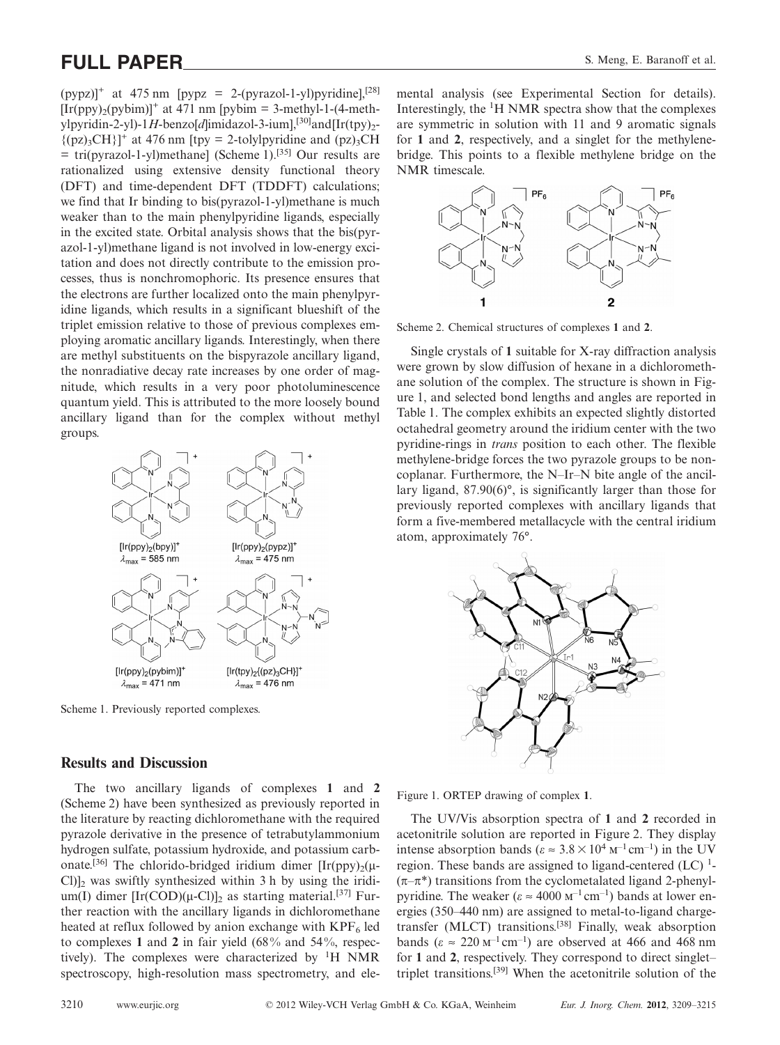(pypz)]$^+$ at 475 nm [pypz = 2-(pyrazol-1-yl)pyridine],[28] $[Ir(ppy)_2(pybim)]^+$ at 471 nm [pybim = 3-methyl-1-(4-methylpyridin-2-yl)-1*H*-benzo[*d*]imidazol-3-ium],[30] and $[Ir(tpy)_2\{(pz)_3CH\}]^+$ at 476 nm [tpy = 2-tolylpyridine and $(pz)_3CH$ = tri(pyrazol-1-yl)methane] (Scheme 1).[35] Our results are rationalized using extensive density functional theory (DFT) and time-dependent DFT (TDDFT) calculations; we find that Ir binding to bis(pyrazol-1-yl)methane is much weaker than to the main phenylpyridine ligands, especially in the excited state. Orbital analysis shows that the bis(pyrazol-1-yl)methane ligand is not involved in low-energy excitation and does not directly contribute to the emission processes, thus is nonchromophoric. Its presence ensures that the electrons are further localized onto the main phenylpyridine ligands, which results in a significant blueshift of the triplet emission relative to those of previous complexes employing aromatic ancillary ligands. Interestingly, when there are methyl substituents on the bispyrazole ancillary ligand, the nonradiative decay rate increases by one order of magnitude, which results in a very poor photoluminescence quantum yield. This is attributed to the more loosely bound ancillary ligand than for the complex without methyl groups.

Scheme 1. Previously reported complexes.

## Results and Discussion

The two ancillary ligands of complexes **1** and **2** (Scheme 2) have been synthesized as previously reported in the literature by reacting dichloromethane with the required pyrazole derivative in the presence of tetrabutylammonium hydrogen sulfate, potassium hydroxide, and potassium carbonate.[36] The chlorido-bridged iridium dimer $[Ir(ppy)_2(\mu\text{-}Cl)]_2$ was swiftly synthesized within 3 h by using the iridium(I) dimer $[Ir(COD)(\mu\text{-}Cl)]_2$ as starting material.[37] Further reaction with the ancillary ligands in dichloromethane heated at reflux followed by anion exchange with $KPF_6$ led to complexes **1** and **2** in fair yield (68% and 54%, respectively). The complexes were characterized by $^1H$ NMR spectroscopy, high-resolution mass spectrometry, and elemental analysis (see Experimental Section for details). Interestingly, the $^1H$ NMR spectra show that the complexes are symmetric in solution with 11 and 9 aromatic signals for **1** and **2**, respectively, and a singlet for the methylene-bridge. This points to a flexible methylene bridge on the NMR timescale.

Scheme 2. Chemical structures of complexes **1** and **2**.

Single crystals of **1** suitable for X-ray diffraction analysis were grown by slow diffusion of hexane in a dichloromethane solution of the complex. The structure is shown in Figure 1, and selected bond lengths and angles are reported in Table 1. The complex exhibits an expected slightly distorted octahedral geometry around the iridium center with the two pyridine-rings in *trans* position to each other. The flexible methylene-bridge forces the two pyrazole groups to be non-coplanar. Furthermore, the N–Ir–N bite angle of the ancillary ligand, 87.90(6)°, is significantly larger than those for previously reported complexes with ancillary ligands that form a five-membered metallacycle with the central iridium atom, approximately 76°.

Figure 1. ORTEP drawing of complex **1**.

The UV/Vis absorption spectra of **1** and **2** recorded in acetonitrile solution are reported in Figure 2. They display intense absorption bands ($\varepsilon \approx 3.8 \times 10^4$ M$^{-1}$cm$^{-1}$) in the UV region. These bands are assigned to ligand-centered (LC) $^1$-($\pi$–$\pi^*$) transitions from the cyclometalated ligand 2-phenylpyridine. The weaker ($\varepsilon \approx 4000$ M$^{-1}$cm$^{-1}$) bands at lower energies (350–440 nm) are assigned to metal-to-ligand charge-transfer (MLCT) transitions.[38] Finally, weak absorption bands ($\varepsilon \approx 220$ M$^{-1}$cm$^{-1}$) are observed at 466 and 468 nm for **1** and **2**, respectively. They correspond to direct singlet–triplet transitions.[39] When the acetonitrile solution of the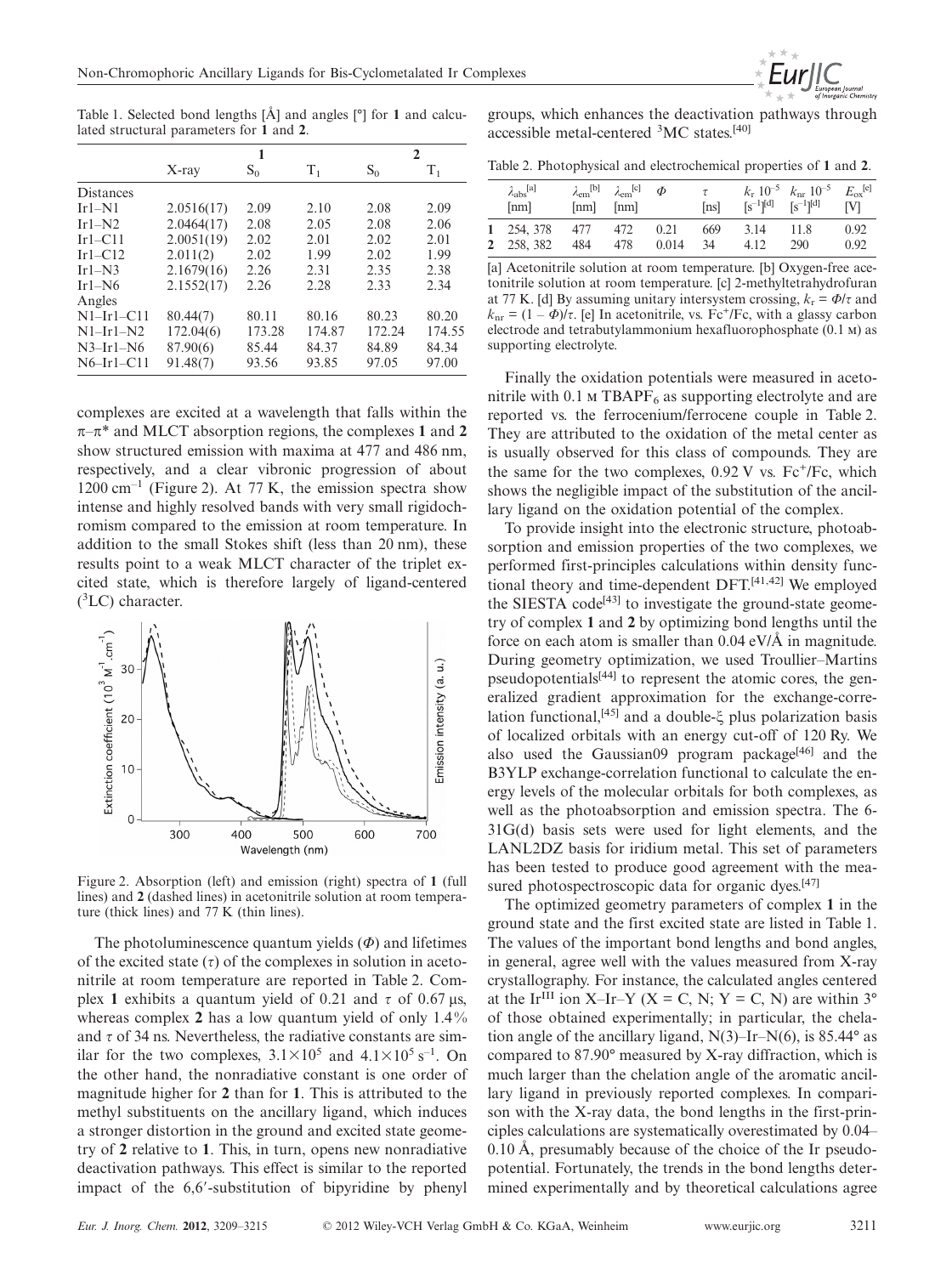Table 1. Selected bond lengths [Å] and angles [°] for **1** and calculated structural parameters for **1** and **2**.

| | **1** | | | **2** | |
|---|---|---|---|---|---|
| | X-ray | $S_0$ | $T_1$ | $S_0$ | $T_1$ |
| Distances | | | | | |
| Ir1–N1 | 2.0516(17) | 2.09 | 2.10 | 2.08 | 2.09 |
| Ir1–N2 | 2.0464(17) | 2.08 | 2.05 | 2.08 | 2.06 |
| Ir1–C11 | 2.0051(19) | 2.02 | 2.01 | 2.02 | 2.01 |
| Ir1–C12 | 2.011(2) | 2.02 | 1.99 | 2.02 | 1.99 |
| Ir1–N3 | 2.1679(16) | 2.26 | 2.31 | 2.35 | 2.38 |
| Ir1–N6 | 2.1552(17) | 2.26 | 2.28 | 2.33 | 2.34 |
| Angles | | | | | |
| N1–Ir1–C11 | 80.44(7) | 80.11 | 80.16 | 80.23 | 80.20 |
| N1–Ir1–N2 | 172.04(6) | 173.28 | 174.87 | 172.24 | 174.55 |
| N3–Ir1–N6 | 87.90(6) | 85.44 | 84.37 | 84.89 | 84.34 |
| N6–Ir1–C11 | 91.48(7) | 93.56 | 93.85 | 97.05 | 97.00 |

complexes are excited at a wavelength that falls within the π–π* and MLCT absorption regions, the complexes **1** and **2** show structured emission with maxima at 477 and 486 nm, respectively, and a clear vibronic progression of about 1200 $cm^{-1}$ (Figure 2). At 77 K, the emission spectra show intense and highly resolved bands with very small rigidochromism compared to the emission at room temperature. In addition to the small Stokes shift (less than 20 nm), these results point to a weak MLCT character of the triplet excited state, which is therefore largely of ligand-centered ($^3$LC) character.

Figure 2. Absorption (left) and emission (right) spectra of **1** (full lines) and **2** (dashed lines) in acetonitrile solution at room temperature (thick lines) and 77 K (thin lines).

The photoluminescence quantum yields ($\Phi$) and lifetimes of the excited state ($\tau$) of the complexes in solution in acetonitrile at room temperature are reported in Table 2. Complex **1** exhibits a quantum yield of 0.21 and $\tau$ of 0.67 µs, whereas complex **2** has a low quantum yield of only 1.4% and $\tau$ of 34 ns. Nevertheless, the radiative constants are similar for the two complexes, $3.1\times10^5$ and $4.1\times10^5$ $s^{-1}$. On the other hand, the nonradiative constant is one order of magnitude higher for **2** than for **1**. This is attributed to the methyl substituents on the ancillary ligand, which induces a stronger distortion in the ground and excited state geometry of **2** relative to **1**. This, in turn, opens new nonradiative deactivation pathways. This effect is similar to the reported impact of the 6,6′-substitution of bipyridine by phenyl groups, which enhances the deactivation pathways through accessible metal-centered $^3$MC states.[40]

Table 2. Photophysical and electrochemical properties of **1** and **2**.

| | $\lambda_{abs}$[a] [nm] | $\lambda_{em}$[b] [nm] | $\lambda_{em}$[c] [nm] | $\Phi$ | $\tau$ [ns] | $k_r$ $10^{-5}$ [$s^{-1}$][d] | $k_{nr}$ $10^{-5}$ [$s^{-1}$][d] | $E_{ox}$[e] [V] |
|---|---|---|---|---|---|---|---|---|
| **1** | 254, 378 | 477 | 472 | 0.21 | 669 | 3.14 | 11.8 | 0.92 |
| **2** | 258, 382 | 484 | 478 | 0.014 | 34 | 4.12 | 290 | 0.92 |

[a] Acetonitrile solution at room temperature. [b] Oxygen-free acetonitrile solution at room temperature. [c] 2-methyltetrahydrofuran at 77 K. [d] By assuming unitary intersystem crossing, $k_r = \Phi/\tau$ and $k_{nr} = (1 - \Phi)/\tau$. [e] In acetonitrile, vs. $Fc^+$/Fc, with a glassy carbon electrode and tetrabutylammonium hexafluorophosphate (0.1 M) as supporting electrolyte.

Finally the oxidation potentials were measured in acetonitrile with 0.1 M $TBAPF_6$ as supporting electrolyte and are reported vs. the ferrocenium/ferrocene couple in Table 2. They are attributed to the oxidation of the metal center as is usually observed for this class of compounds. They are the same for the two complexes, 0.92 V vs. $Fc^+$/Fc, which shows the negligible impact of the substitution of the ancillary ligand on the oxidation potential of the complex.

To provide insight into the electronic structure, photoabsorption and emission properties of the two complexes, we performed first-principles calculations within density functional theory and time-dependent DFT.[41,42] We employed the SIESTA code[43] to investigate the ground-state geometry of complex **1** and **2** by optimizing bond lengths until the force on each atom is smaller than 0.04 eV/Å in magnitude. During geometry optimization, we used Troullier–Martins pseudopotentials[44] to represent the atomic cores, the generalized gradient approximation for the exchange-correlation functional,[45] and a double-ξ plus polarization basis of localized orbitals with an energy cut-off of 120 Ry. We also used the Gaussian09 program package[46] and the B3YLP exchange-correlation functional to calculate the energy levels of the molecular orbitals for both complexes, as well as the photoabsorption and emission spectra. The 6-31G(d) basis sets were used for light elements, and the LANL2DZ basis for iridium metal. This set of parameters has been tested to produce good agreement with the measured photospectroscopic data for organic dyes.[47]

The optimized geometry parameters of complex **1** in the ground state and the first excited state are listed in Table 1. The values of the important bond lengths and bond angles, in general, agree well with the values measured from X-ray crystallography. For instance, the calculated angles centered at the $Ir^{III}$ ion X–Ir–Y (X = C, N; Y = C, N) are within 3° of those obtained experimentally; in particular, the chelation angle of the ancillary ligand, N(3)–Ir–N(6), is 85.44° as compared to 87.90° measured by X-ray diffraction, which is much larger than the chelation angle of the aromatic ancillary ligand in previously reported complexes. In comparison with the X-ray data, the bond lengths in the first-principles calculations are systematically overestimated by 0.04–0.10 Å, presumably because of the choice of the Ir pseudopotential. Fortunately, the trends in the bond lengths determined experimentally and by theoretical calculations agree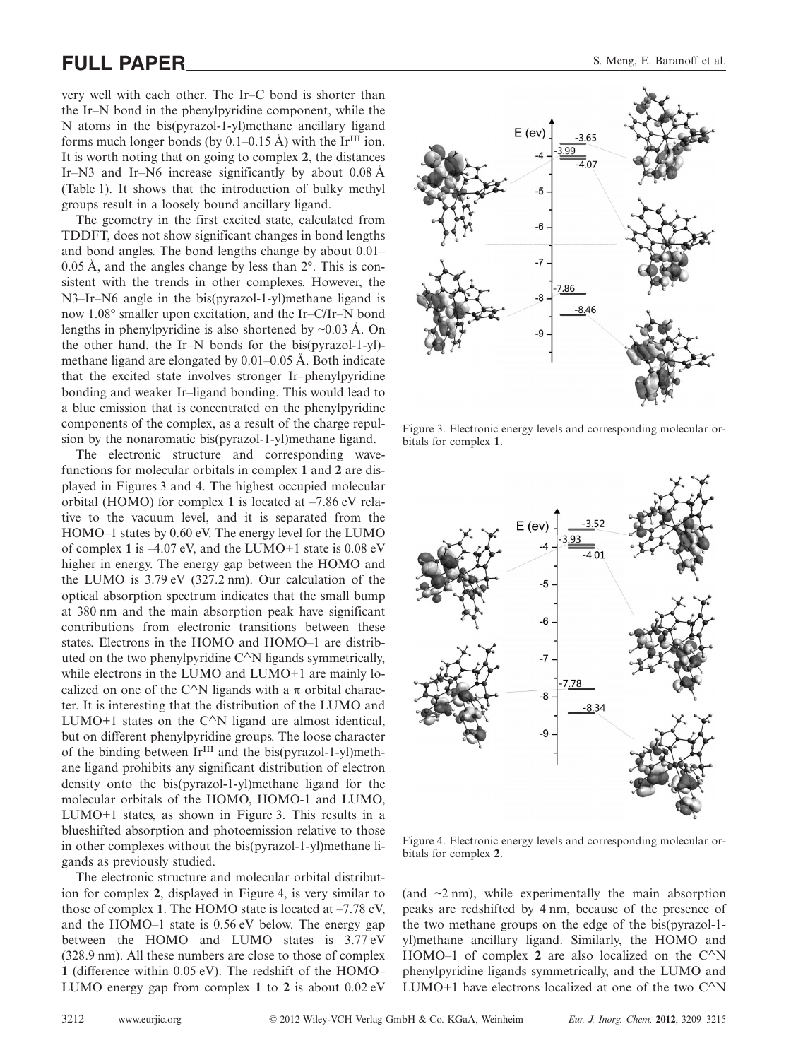very well with each other. The Ir–C bond is shorter than the Ir–N bond in the phenylpyridine component, while the N atoms in the bis(pyrazol-1-yl)methane ancillary ligand forms much longer bonds (by 0.1–0.15 Å) with the $Ir^{III}$ ion. It is worth noting that on going to complex **2**, the distances Ir–N3 and Ir–N6 increase significantly by about 0.08 Å (Table 1). It shows that the introduction of bulky methyl groups result in a loosely bound ancillary ligand.

The geometry in the first excited state, calculated from TDDFT, does not show significant changes in bond lengths and bond angles. The bond lengths change by about 0.01–0.05 Å, and the angles change by less than 2°. This is consistent with the trends in other complexes. However, the N3–Ir–N6 angle in the bis(pyrazol-1-yl)methane ligand is now 1.08° smaller upon excitation, and the Ir–C/Ir–N bond lengths in phenylpyridine is also shortened by ~0.03 Å. On the other hand, the Ir–N bonds for the bis(pyrazol-1-yl)-methane ligand are elongated by 0.01–0.05 Å. Both indicate that the excited state involves stronger Ir–phenylpyridine bonding and weaker Ir–ligand bonding. This would lead to a blue emission that is concentrated on the phenylpyridine components of the complex, as a result of the charge repulsion by the nonaromatic bis(pyrazol-1-yl)methane ligand.

The electronic structure and corresponding wavefunctions for molecular orbitals in complex **1** and **2** are displayed in Figures 3 and 4. The highest occupied molecular orbital (HOMO) for complex **1** is located at –7.86 eV relative to the vacuum level, and it is separated from the HOMO–1 states by 0.60 eV. The energy level for the LUMO of complex **1** is –4.07 eV, and the LUMO+1 state is 0.08 eV higher in energy. The energy gap between the HOMO and the LUMO is 3.79 eV (327.2 nm). Our calculation of the optical absorption spectrum indicates that the small bump at 380 nm and the main absorption peak have significant contributions from electronic transitions between these states. Electrons in the HOMO and HOMO–1 are distributed on the two phenylpyridine C^N ligands symmetrically, while electrons in the LUMO and LUMO+1 are mainly localized on one of the C^N ligands with a π orbital character. It is interesting that the distribution of the LUMO and LUMO+1 states on the C^N ligand are almost identical, but on different phenylpyridine groups. The loose character of the binding between $Ir^{III}$ and the bis(pyrazol-1-yl)methane ligand prohibits any significant distribution of electron density onto the bis(pyrazol-1-yl)methane ligand for the molecular orbitals of the HOMO, HOMO-1 and LUMO, LUMO+1 states, as shown in Figure 3. This results in a blueshifted absorption and photoemission relative to those in other complexes without the bis(pyrazol-1-yl)methane ligands as previously studied.

The electronic structure and molecular orbital distribution for complex **2**, displayed in Figure 4, is very similar to those of complex **1**. The HOMO state is located at –7.78 eV, and the HOMO–1 state is 0.56 eV below. The energy gap between the HOMO and LUMO states is 3.77 eV (328.9 nm). All these numbers are close to those of complex **1** (difference within 0.05 eV). The redshift of the HOMO–LUMO energy gap from complex **1** to **2** is about 0.02 eV (and ~2 nm), while experimentally the main absorption peaks are redshifted by 4 nm, because of the presence of the two methane groups on the edge of the bis(pyrazol-1-yl)methane ancillary ligand. Similarly, the HOMO and HOMO–1 of complex **2** are also localized on the C^N phenylpyridine ligands symmetrically, and the LUMO and LUMO+1 have electrons localized at one of the two C^N

Figure 3. Electronic energy levels and corresponding molecular orbitals for complex **1**.

Figure 4. Electronic energy levels and corresponding molecular orbitals for complex **2**.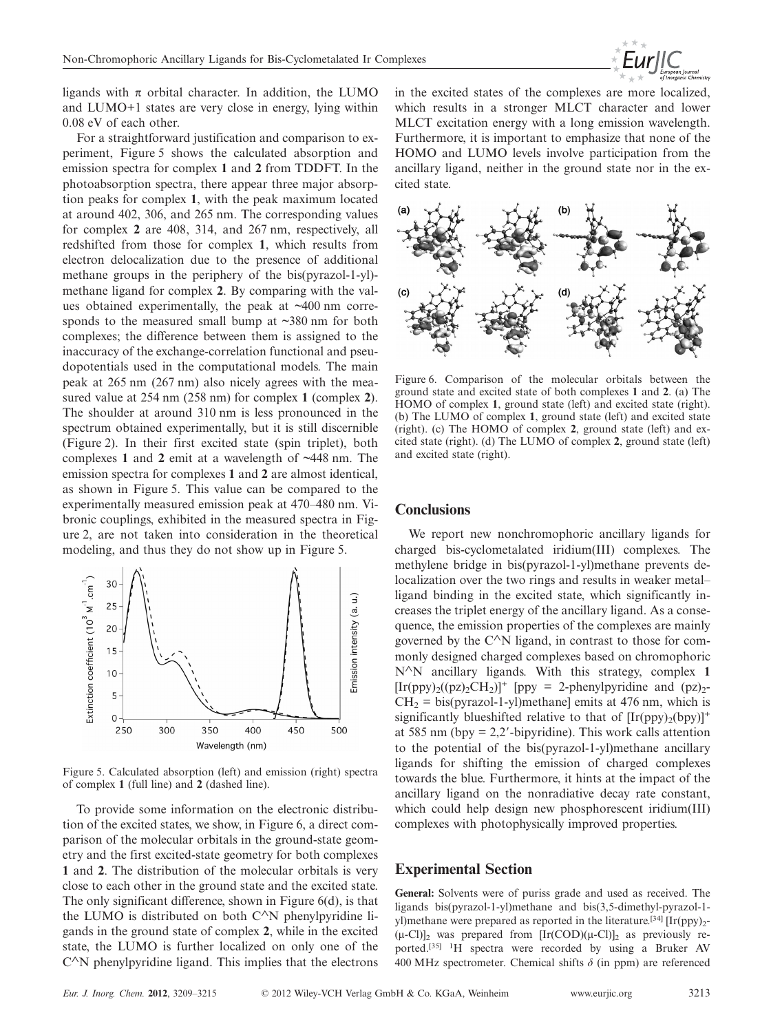ligands with π orbital character. In addition, the LUMO and LUMO+1 states are very close in energy, lying within 0.08 eV of each other.

For a straightforward justification and comparison to experiment, Figure 5 shows the calculated absorption and emission spectra for complex **1** and **2** from TDDFT. In the photoabsorption spectra, there appear three major absorption peaks for complex **1**, with the peak maximum located at around 402, 306, and 265 nm. The corresponding values for complex **2** are 408, 314, and 267 nm, respectively, all redshifted from those for complex **1**, which results from electron delocalization due to the presence of additional methane groups in the periphery of the bis(pyrazol-1-yl)-methane ligand for complex **2**. By comparing with the values obtained experimentally, the peak at ~400 nm corresponds to the measured small bump at ~380 nm for both complexes; the difference between them is assigned to the inaccuracy of the exchange-correlation functional and pseudopotentials used in the computational models. The main peak at 265 nm (267 nm) also nicely agrees with the measured value at 254 nm (258 nm) for complex **1** (complex **2**). The shoulder at around 310 nm is less pronounced in the spectrum obtained experimentally, but it is still discernible (Figure 2). In their first excited state (spin triplet), both complexes **1** and **2** emit at a wavelength of ~448 nm. The emission spectra for complexes **1** and **2** are almost identical, as shown in Figure 5. This value can be compared to the experimentally measured emission peak at 470–480 nm. Vibronic couplings, exhibited in the measured spectra in Figure 2, are not taken into consideration in the theoretical modeling, and thus they do not show up in Figure 5.

Figure 5. Calculated absorption (left) and emission (right) spectra of complex **1** (full line) and **2** (dashed line).

To provide some information on the electronic distribution of the excited states, we show, in Figure 6, a direct comparison of the molecular orbitals in the ground-state geometry and the first excited-state geometry for both complexes **1** and **2**. The distribution of the molecular orbitals is very close to each other in the ground state and the excited state. The only significant difference, shown in Figure 6(d), is that the LUMO is distributed on both C^N phenylpyridine ligands in the ground state of complex **2**, while in the excited state, the LUMO is further localized on only one of the C^N phenylpyridine ligand. This implies that the electrons in the excited states of the complexes are more localized, which results in a stronger MLCT character and lower MLCT excitation energy with a long emission wavelength. Furthermore, it is important to emphasize that none of the HOMO and LUMO levels involve participation from the ancillary ligand, neither in the ground state nor in the excited state.

Figure 6. Comparison of the molecular orbitals between the ground state and excited state of both complexes **1** and **2**. (a) The HOMO of complex **1**, ground state (left) and excited state (right). (b) The LUMO of complex **1**, ground state (left) and excited state (right). (c) The HOMO of complex **2**, ground state (left) and excited state (right). (d) The LUMO of complex **2**, ground state (left) and excited state (right).

## Conclusions

We report new nonchromophoric ancillary ligands for charged bis-cyclometalated iridium(III) complexes. The methylene bridge in bis(pyrazol-1-yl)methane prevents delocalization over the two rings and results in weaker metal–ligand binding in the excited state, which significantly increases the triplet energy of the ancillary ligand. As a consequence, the emission properties of the complexes are mainly governed by the C^N ligand, in contrast to those for commonly designed charged complexes based on chromophoric N^N ancillary ligands. With this strategy, complex **1** $[Ir(ppy)_2((pz)_2CH_2)]^+$ [ppy = 2-phenylpyridine and $(pz)_2$-$CH_2$ = bis(pyrazol-1-yl)methane] emits at 476 nm, which is significantly blueshifted relative to that of $[Ir(ppy)_2(bpy)]^+$ at 585 nm (bpy = 2,2′-bipyridine). This work calls attention to the potential of the bis(pyrazol-1-yl)methane ancillary ligands for shifting the emission of charged complexes towards the blue. Furthermore, it hints at the impact of the ancillary ligand on the nonradiative decay rate constant, which could help design new phosphorescent iridium(III) complexes with photophysically improved properties.

## Experimental Section

**General:** Solvents were of puriss grade and used as received. The ligands bis(pyrazol-1-yl)methane and bis(3,5-dimethyl-pyrazol-1-yl)methane were prepared as reported in the literature.[34] $[Ir(ppy)_2(\mu\text{-}Cl)]_2$ was prepared from $[Ir(COD)(\mu\text{-}Cl)]_2$ as previously reported.[35] $^1$H spectra were recorded by using a Bruker AV 400 MHz spectrometer. Chemical shifts δ (in ppm) are referenced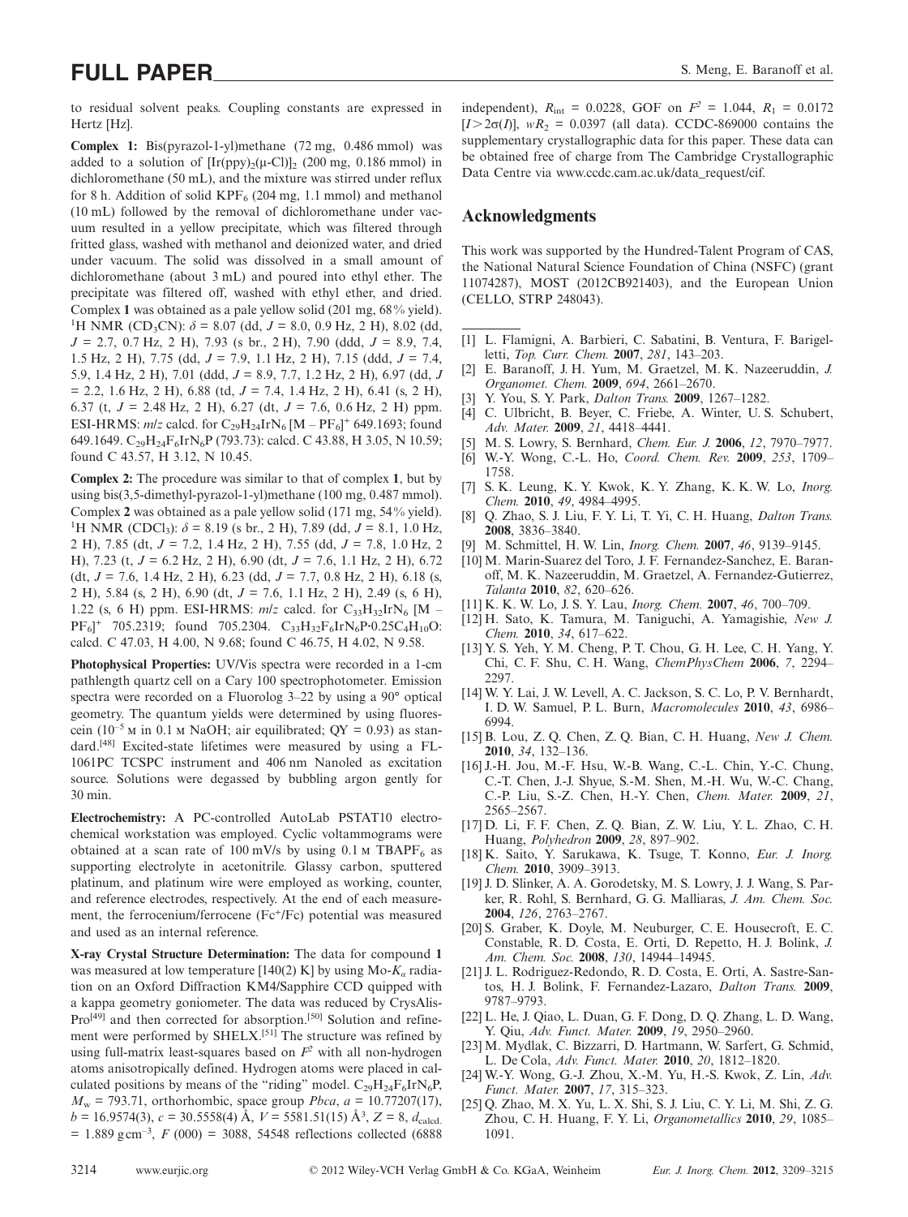to residual solvent peaks. Coupling constants are expressed in Hertz [Hz].

**Complex 1:** Bis(pyrazol-1-yl)methane (72 mg, 0.486 mmol) was added to a solution of $[Ir(ppy)_2(\mu\text{-}Cl)]_2$ (200 mg, 0.186 mmol) in dichloromethane (50 mL), and the mixture was stirred under reflux for 8 h. Addition of solid $KPF_6$ (204 mg, 1.1 mmol) and methanol (10 mL) followed by the removal of dichloromethane under vacuum resulted in a yellow precipitate, which was filtered through fritted glass, washed with methanol and deionized water, and dried under vacuum. The solid was dissolved in a small amount of dichloromethane (about 3 mL) and poured into ethyl ether. The precipitate was filtered off, washed with ethyl ether, and dried. Complex **1** was obtained as a pale yellow solid (201 mg, 68% yield). $^1$H NMR ($CD_3CN$): $\delta$ = 8.07 (dd, $J$ = 8.0, 0.9 Hz, 2 H), 8.02 (dd, $J$ = 2.7, 0.7 Hz, 2 H), 7.93 (s br., 2 H), 7.90 (ddd, $J$ = 8.9, 7.4, 1.5 Hz, 2 H), 7.75 (dd, $J$ = 7.9, 1.1 Hz, 2 H), 7.15 (ddd, $J$ = 7.4, 5.9, 1.4 Hz, 2 H), 7.01 (ddd, $J$ = 8.9, 7.7, 1.2 Hz, 2 H), 6.97 (dd, $J$ = 2.2, 1.6 Hz, 2 H), 6.88 (td, $J$ = 7.4, 1.4 Hz, 2 H), 6.41 (s, 2 H), 6.37 (t, $J$ = 2.48 Hz, 2 H), 6.27 (dt, $J$ = 7.6, 0.6 Hz, 2 H) ppm. ESI-HRMS: $m/z$ calcd. for $C_{29}H_{24}IrN_6$ $[M - PF_6]^+$ 649.1693; found 649.1649. $C_{29}H_{24}F_6IrN_6P$ (793.73): calcd. C 43.88, H 3.05, N 10.59; found C 43.57, H 3.12, N 10.45.

**Complex 2:** The procedure was similar to that of complex **1**, but by using bis(3,5-dimethyl-pyrazol-1-yl)methane (100 mg, 0.487 mmol). Complex **2** was obtained as a pale yellow solid (171 mg, 54% yield). $^1$H NMR ($CDCl_3$): $\delta$ = 8.19 (s br., 2 H), 7.89 (dd, $J$ = 8.1, 1.0 Hz, 2 H), 7.85 (dt, $J$ = 7.2, 1.4 Hz, 2 H), 7.55 (dd, $J$ = 7.8, 1.0 Hz, 2 H), 7.23 (t, $J$ = 6.2 Hz, 2 H), 6.90 (dt, $J$ = 7.6, 1.1 Hz, 2 H), 6.72 (dt, $J$ = 7.6, 1.4 Hz, 2 H), 6.23 (dd, $J$ = 7.7, 0.8 Hz, 2 H), 6.18 (s, 2 H), 5.84 (s, 2 H), 6.90 (dt, $J$ = 7.6, 1.1 Hz, 2 H), 2.49 (s, 6 H), 1.22 (s, 6 H) ppm. ESI-HRMS: $m/z$ calcd. for $C_{33}H_{32}IrN_6$ $[M - PF_6]^+$ 705.2319; found 705.2304. $C_{33}H_{32}F_6IrN_6P{\cdot}0.25C_4H_{10}O$: calcd. C 47.03, H 4.00, N 9.68; found C 46.75, H 4.02, N 9.58.

**Photophysical Properties:** UV/Vis spectra were recorded in a 1-cm pathlength quartz cell on a Cary 100 spectrophotometer. Emission spectra were recorded on a Fluorolog 3–22 by using a 90° optical geometry. The quantum yields were determined by using fluorescein ($10^{-5}$ M in 0.1 M NaOH; air equilibrated; QY = 0.93) as standard.[48] Excited-state lifetimes were measured by using a FL-1061PC TCSPC instrument and 406 nm Nanoled as excitation source. Solutions were degassed by bubbling argon gently for 30 min.

**Electrochemistry:** A PC-controlled AutoLab PSTAT10 electrochemical workstation was employed. Cyclic voltammograms were obtained at a scan rate of 100 mV/s by using 0.1 M $TBAPF_6$ as supporting electrolyte in acetonitrile. Glassy carbon, sputtered platinum, and platinum wire were employed as working, counter, and reference electrodes, respectively. At the end of each measurement, the ferrocenium/ferrocene ($Fc^+$/Fc) potential was measured and used as an internal reference.

**X-ray Crystal Structure Determination:** The data for compound **1** was measured at low temperature [140(2) K] by using Mo-$K_\alpha$ radiation on an Oxford Diffraction KM4/Sapphire CCD quipped with a kappa geometry goniometer. The data was reduced by CrysAlisPro[49] and then corrected for absorption.[50] Solution and refinement were performed by SHELX.[51] The structure was refined by using full-matrix least-squares based on $F^2$ with all non-hydrogen atoms anisotropically defined. Hydrogen atoms were placed in calculated positions by means of the "riding" model. $C_{29}H_{24}F_6IrN_6P$, $M_w$ = 793.71, orthorhombic, space group *Pbca*, $a$ = 10.77207(17), $b$ = 16.9574(3), $c$ = 30.5558(4) Å, $V$ = 5581.51(15) Å$^3$, $Z$ = 8, $d_{calcd.}$ = 1.889 g cm$^{-3}$, $F$ (000) = 3088, 54548 reflections collected (6888 independent), $R_{int}$ = 0.0228, GOF on $F^2$ = 1.044, $R_1$ = 0.0172 [$I > 2\sigma(I)$], $wR_2$ = 0.0397 (all data). CCDC-869000 contains the supplementary crystallographic data for this paper. These data can be obtained free of charge from The Cambridge Crystallographic Data Centre via www.ccdc.cam.ac.uk/data_request/cif.

## Acknowledgments

This work was supported by the Hundred-Talent Program of CAS, the National Natural Science Foundation of China (NSFC) (grant 11074287), MOST (2012CB921403), and the European Union (CELLO, STRP 248043).

---

[1] L. Flamigni, A. Barbieri, C. Sabatini, B. Ventura, F. Barigelletti, *Top. Curr. Chem.* **2007**, *281*, 143–203.
[2] E. Baranoff, J. H. Yum, M. Graetzel, M. K. Nazeeruddin, *J. Organomet. Chem.* **2009**, *694*, 2661–2670.
[3] Y. You, S. Y. Park, *Dalton Trans.* **2009**, 1267–1282.
[4] C. Ulbricht, B. Beyer, C. Friebe, A. Winter, U. S. Schubert, *Adv. Mater.* **2009**, *21*, 4418–4441.
[5] M. S. Lowry, S. Bernhard, *Chem. Eur. J.* **2006**, *12*, 7970–7977.
[6] W.-Y. Wong, C.-L. Ho, *Coord. Chem. Rev.* **2009**, *253*, 1709–1758.
[7] S. K. Leung, K. Y. Kwok, K. Y. Zhang, K. K. W. Lo, *Inorg. Chem.* **2010**, *49*, 4984–4995.
[8] Q. Zhao, S. J. Liu, F. Y. Li, T. Yi, C. H. Huang, *Dalton Trans.* **2008**, 3836–3840.
[9] M. Schmittel, H. W. Lin, *Inorg. Chem.* **2007**, *46*, 9139–9145.
[10] M. Marin-Suarez del Toro, J. F. Fernandez-Sanchez, E. Baranoff, M. K. Nazeeruddin, M. Graetzel, A. Fernandez-Gutierrez, *Talanta* **2010**, *82*, 620–626.
[11] K. K. W. Lo, J. S. Y. Lau, *Inorg. Chem.* **2007**, *46*, 700–709.
[12] H. Sato, K. Tamura, M. Taniguchi, A. Yamagishie, *New J. Chem.* **2010**, *34*, 617–622.
[13] Y. S. Yeh, Y. M. Cheng, P. T. Chou, G. H. Lee, C. H. Yang, Y. Chi, C. F. Shu, C. H. Wang, *ChemPhysChem* **2006**, *7*, 2294–2297.
[14] W. Y. Lai, J. W. Levell, A. C. Jackson, S. C. Lo, P. V. Bernhardt, I. D. W. Samuel, P. L. Burn, *Macromolecules* **2010**, *43*, 6986–6994.
[15] B. Lou, Z. Q. Chen, Z. Q. Bian, C. H. Huang, *New J. Chem.* **2010**, *34*, 132–136.
[16] J.-H. Jou, M.-F. Hsu, W.-B. Wang, C.-L. Chin, Y.-C. Chung, C.-T. Chen, J.-J. Shyue, S.-M. Shen, M.-H. Wu, W.-C. Chang, C.-P. Liu, S.-Z. Chen, H.-Y. Chen, *Chem. Mater.* **2009**, *21*, 2565–2567.
[17] D. Li, F. F. Chen, Z. Q. Bian, Z. W. Liu, Y. L. Zhao, C. H. Huang, *Polyhedron* **2009**, *28*, 897–902.
[18] K. Saito, Y. Sarukawa, K. Tsuge, T. Konno, *Eur. J. Inorg. Chem.* **2010**, 3909–3913.
[19] J. D. Slinker, A. A. Gorodetsky, M. S. Lowry, J. J. Wang, S. Parker, R. Rohl, S. Bernhard, G. G. Malliaras, *J. Am. Chem. Soc.* **2004**, *126*, 2763–2767.
[20] S. Graber, K. Doyle, M. Neuburger, C. E. Housecroft, E. C. Constable, R. D. Costa, E. Orti, D. Repetto, H. J. Bolink, *J. Am. Chem. Soc.* **2008**, *130*, 14944–14945.
[21] J. L. Rodriguez-Redondo, R. D. Costa, E. Orti, A. Sastre-Santos, H. J. Bolink, F. Fernandez-Lazaro, *Dalton Trans.* **2009**, 9787–9793.
[22] L. He, J. Qiao, L. Duan, G. F. Dong, D. Q. Zhang, L. D. Wang, Y. Qiu, *Adv. Funct. Mater.* **2009**, *19*, 2950–2960.
[23] M. Mydlak, C. Bizzarri, D. Hartmann, W. Sarfert, G. Schmid, L. De Cola, *Adv. Funct. Mater.* **2010**, *20*, 1812–1820.
[24] W.-Y. Wong, G.-J. Zhou, X.-M. Yu, H.-S. Kwok, Z. Lin, *Adv. Funct. Mater.* **2007**, *17*, 315–323.
[25] Q. Zhao, M. X. Yu, L. X. Shi, S. J. Liu, C. Y. Li, M. Shi, Z. G. Zhou, C. H. Huang, F. Y. Li, *Organometallics* **2010**, *29*, 1085–1091.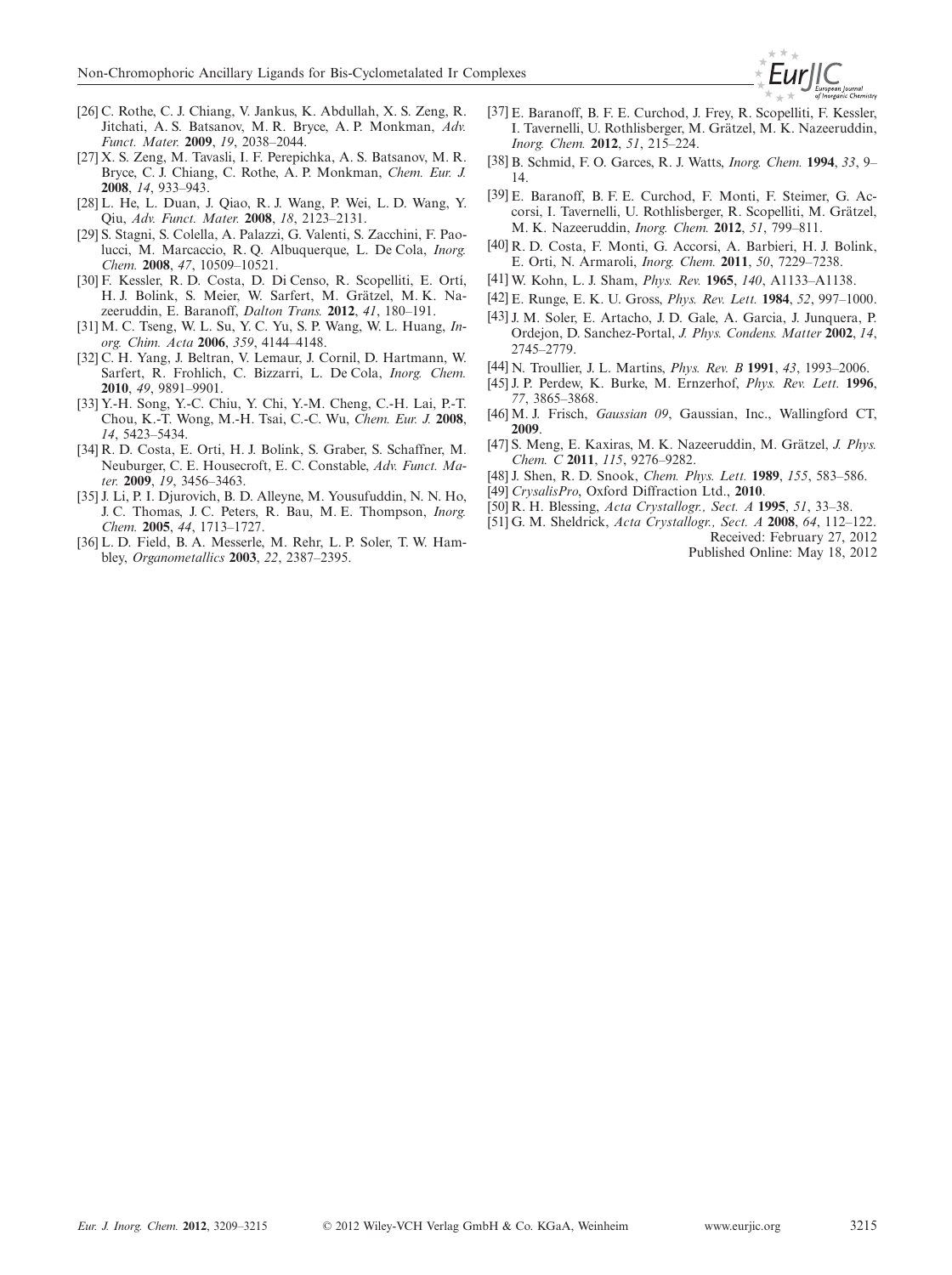[26] C. Rothe, C. J. Chiang, V. Jankus, K. Abdullah, X. S. Zeng, R. Jitchati, A. S. Batsanov, M. R. Bryce, A. P. Monkman, *Adv. Funct. Mater.* **2009**, *19*, 2038–2044.

[27] X. S. Zeng, M. Tavasli, I. F. Perepichka, A. S. Batsanov, M. R. Bryce, C. J. Chiang, C. Rothe, A. P. Monkman, *Chem. Eur. J.* **2008**, *14*, 933–943.

[28] L. He, L. Duan, J. Qiao, R. J. Wang, P. Wei, L. D. Wang, Y. Qiu, *Adv. Funct. Mater.* **2008**, *18*, 2123–2131.

[29] S. Stagni, S. Colella, A. Palazzi, G. Valenti, S. Zacchini, F. Paolucci, M. Marcaccio, R. Q. Albuquerque, L. De Cola, *Inorg. Chem.* **2008**, *47*, 10509–10521.

[30] F. Kessler, R. D. Costa, D. Di Censo, R. Scopelliti, E. Ortí, H. J. Bolink, S. Meier, W. Sarfert, M. Grätzel, M. K. Nazeeruddin, E. Baranoff, *Dalton Trans.* **2012**, *41*, 180–191.

[31] M. C. Tseng, W. L. Su, Y. C. Yu, S. P. Wang, W. L. Huang, *Inorg. Chim. Acta* **2006**, *359*, 4144–4148.

[32] C. H. Yang, J. Beltran, V. Lemaur, J. Cornil, D. Hartmann, W. Sarfert, R. Frohlich, C. Bizzarri, L. De Cola, *Inorg. Chem.* **2010**, *49*, 9891–9901.

[33] Y.-H. Song, Y.-C. Chiu, Y. Chi, Y.-M. Cheng, C.-H. Lai, P.-T. Chou, K.-T. Wong, M.-H. Tsai, C.-C. Wu, *Chem. Eur. J.* **2008**, *14*, 5423–5434.

[34] R. D. Costa, E. Orti, H. J. Bolink, S. Graber, S. Schaffner, M. Neuburger, C. E. Housecroft, E. C. Constable, *Adv. Funct. Mater.* **2009**, *19*, 3456–3463.

[35] J. Li, P. I. Djurovich, B. D. Alleyne, M. Yousufuddin, N. N. Ho, J. C. Thomas, J. C. Peters, R. Bau, M. E. Thompson, *Inorg. Chem.* **2005**, *44*, 1713–1727.

[36] L. D. Field, B. A. Messerle, M. Rehr, L. P. Soler, T. W. Hambley, *Organometallics* **2003**, *22*, 2387–2395.

[37] E. Baranoff, B. F. E. Curchod, J. Frey, R. Scopelliti, F. Kessler, I. Tavernelli, U. Rothlisberger, M. Grätzel, M. K. Nazeeruddin, *Inorg. Chem.* **2012**, *51*, 215–224.

[38] B. Schmid, F. O. Garces, R. J. Watts, *Inorg. Chem.* **1994**, *33*, 9–14.

[39] E. Baranoff, B. F. E. Curchod, F. Monti, F. Steimer, G. Accorsi, I. Tavernelli, U. Rothlisberger, R. Scopelliti, M. Grätzel, M. K. Nazeeruddin, *Inorg. Chem.* **2012**, *51*, 799–811.

[40] R. D. Costa, F. Monti, G. Accorsi, A. Barbieri, H. J. Bolink, E. Orti, N. Armaroli, *Inorg. Chem.* **2011**, *50*, 7229–7238.

[41] W. Kohn, L. J. Sham, *Phys. Rev.* **1965**, *140*, A1133–A1138.

[42] E. Runge, E. K. U. Gross, *Phys. Rev. Lett.* **1984**, *52*, 997–1000.

[43] J. M. Soler, E. Artacho, J. D. Gale, A. Garcia, J. Junquera, P. Ordejon, D. Sanchez-Portal, *J. Phys. Condens. Matter* **2002**, *14*, 2745–2779.

[44] N. Troullier, J. L. Martins, *Phys. Rev. B* **1991**, *43*, 1993–2006.

[45] J. P. Perdew, K. Burke, M. Ernzerhof, *Phys. Rev. Lett.* **1996**, *77*, 3865–3868.

[46] M. J. Frisch, *Gaussian 09*, Gaussian, Inc., Wallingford CT, **2009**.

[47] S. Meng, E. Kaxiras, M. K. Nazeeruddin, M. Grätzel, *J. Phys. Chem. C* **2011**, *115*, 9276–9282.

[48] J. Shen, R. D. Snook, *Chem. Phys. Lett.* **1989**, *155*, 583–586.

[49] *CrysalisPro*, Oxford Diffraction Ltd., **2010**.

[50] R. H. Blessing, *Acta Crystallogr., Sect. A* **1995**, *51*, 33–38.

[51] G. M. Sheldrick, *Acta Crystallogr., Sect. A* **2008**, *64*, 112–122.

Received: February 27, 2012
Published Online: May 18, 2012